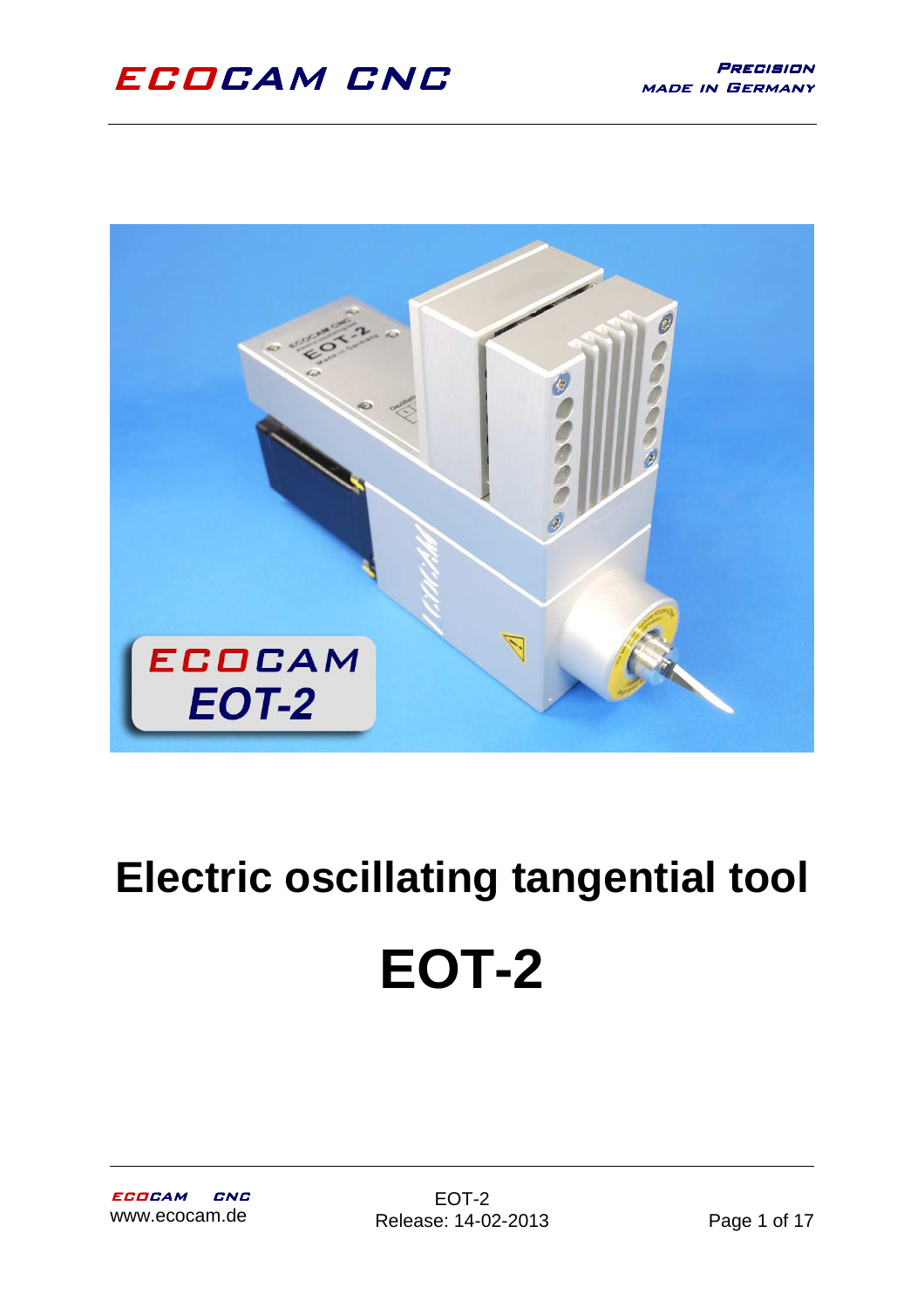# Electric oscillating tangential tool

# EOT-2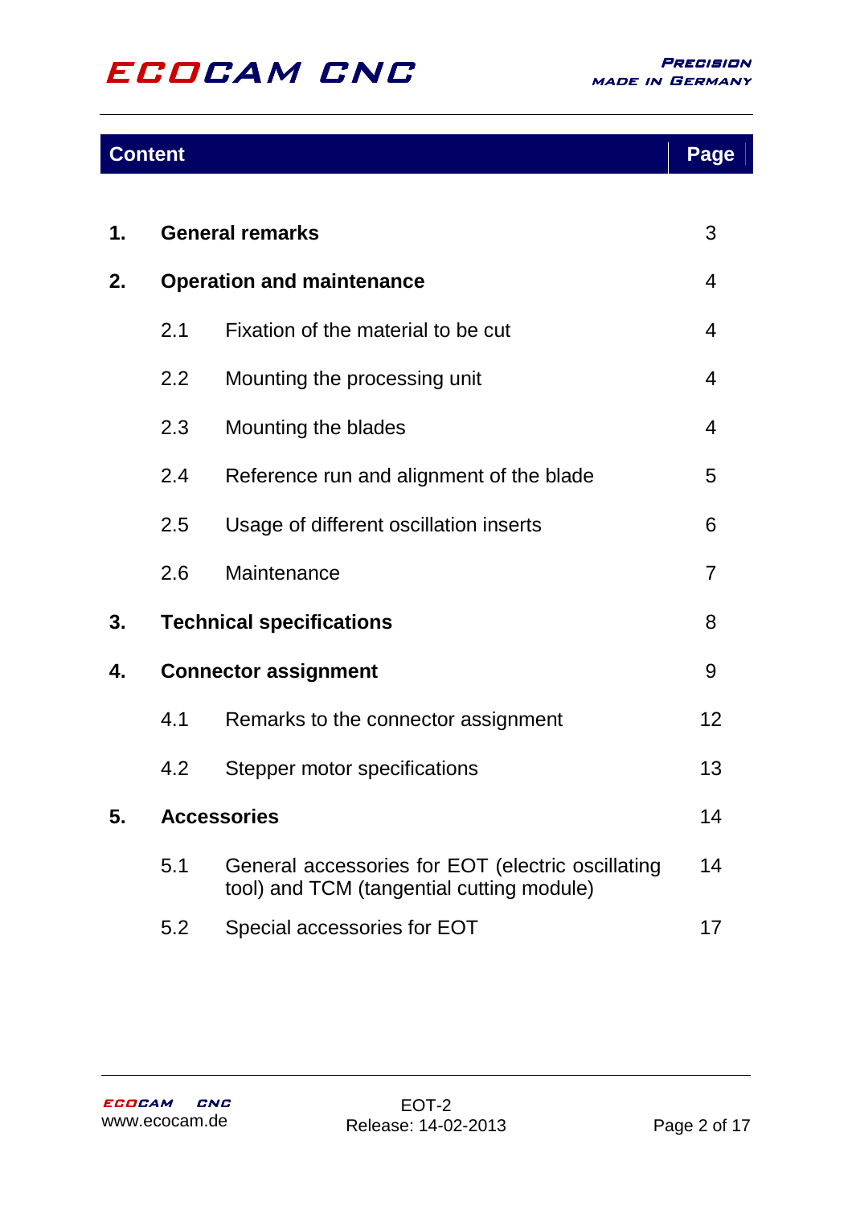| Content | | | Page |
|---|---|---|---|
| **1.** | **General remarks** | | 3 |
| **2.** | **Operation and maintenance** | | 4 |
| | 2.1 | Fixation of the material to be cut | 4 |
| | 2.2 | Mounting the processing unit | 4 |
| | 2.3 | Mounting the blades | 4 |
| | 2.4 | Reference run and alignment of the blade | 5 |
| | 2.5 | Usage of different oscillation inserts | 6 |
| | 2.6 | Maintenance | 7 |
| **3.** | **Technical specifications** | | 8 |
| **4.** | **Connector assignment** | | 9 |
| | 4.1 | Remarks to the connector assignment | 12 |
| | 4.2 | Stepper motor specifications | 13 |
| **5.** | **Accessories** | | 14 |
| | 5.1 | General accessories for EOT (electric oscillating tool) and TCM (tangential cutting module) | 14 |
| | 5.2 | Special accessories for EOT | 17 |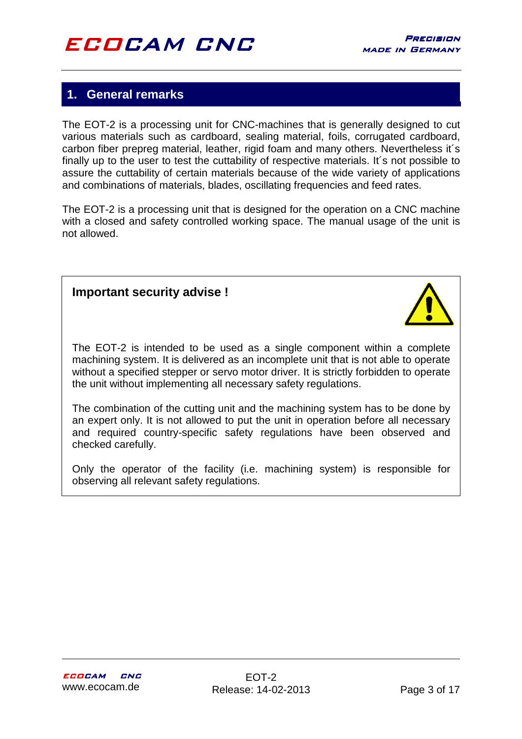## 1. General remarks

The EOT-2 is a processing unit for CNC-machines that is generally designed to cut various materials such as cardboard, sealing material, foils, corrugated cardboard, carbon fiber prepreg material, leather, rigid foam and many others. Nevertheless it´s finally up to the user to test the cuttability of respective materials. It´s not possible to assure the cuttability of certain materials because of the wide variety of applications and combinations of materials, blades, oscillating frequencies and feed rates.

The EOT-2 is a processing unit that is designed for the operation on a CNC machine with a closed and safety controlled working space. The manual usage of the unit is not allowed.

**Important security advise !**

The EOT-2 is intended to be used as a single component within a complete machining system. It is delivered as an incomplete unit that is not able to operate without a specified stepper or servo motor driver. It is strictly forbidden to operate the unit without implementing all necessary safety regulations.

The combination of the cutting unit and the machining system has to be done by an expert only. It is not allowed to put the unit in operation before all necessary and required country-specific safety regulations have been observed and checked carefully.

Only the operator of the facility (i.e. machining system) is responsible for observing all relevant safety regulations.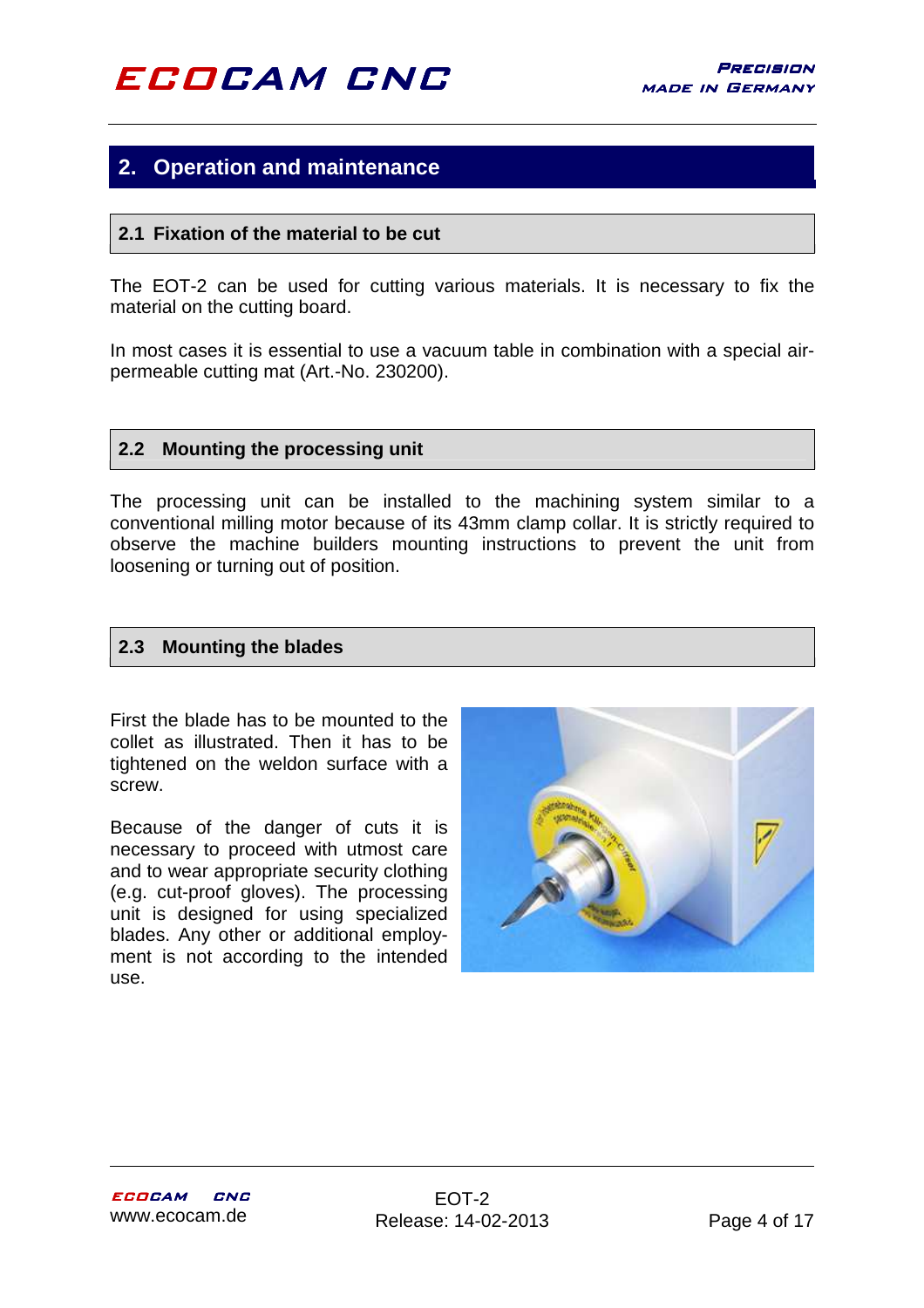## 2. Operation and maintenance

### 2.1 Fixation of the material to be cut

The EOT-2 can be used for cutting various materials. It is necessary to fix the material on the cutting board.

In most cases it is essential to use a vacuum table in combination with a special air-permeable cutting mat (Art.-No. 230200).

### 2.2 Mounting the processing unit

The processing unit can be installed to the machining system similar to a conventional milling motor because of its 43mm clamp collar. It is strictly required to observe the machine builders mounting instructions to prevent the unit from loosening or turning out of position.

### 2.3 Mounting the blades

First the blade has to be mounted to the collet as illustrated. Then it has to be tightened on the weldon surface with a screw.

Because of the danger of cuts it is necessary to proceed with utmost care and to wear appropriate security clothing (e.g. cut-proof gloves). The processing unit is designed for using specialized blades. Any other or additional employment is not according to the intended use.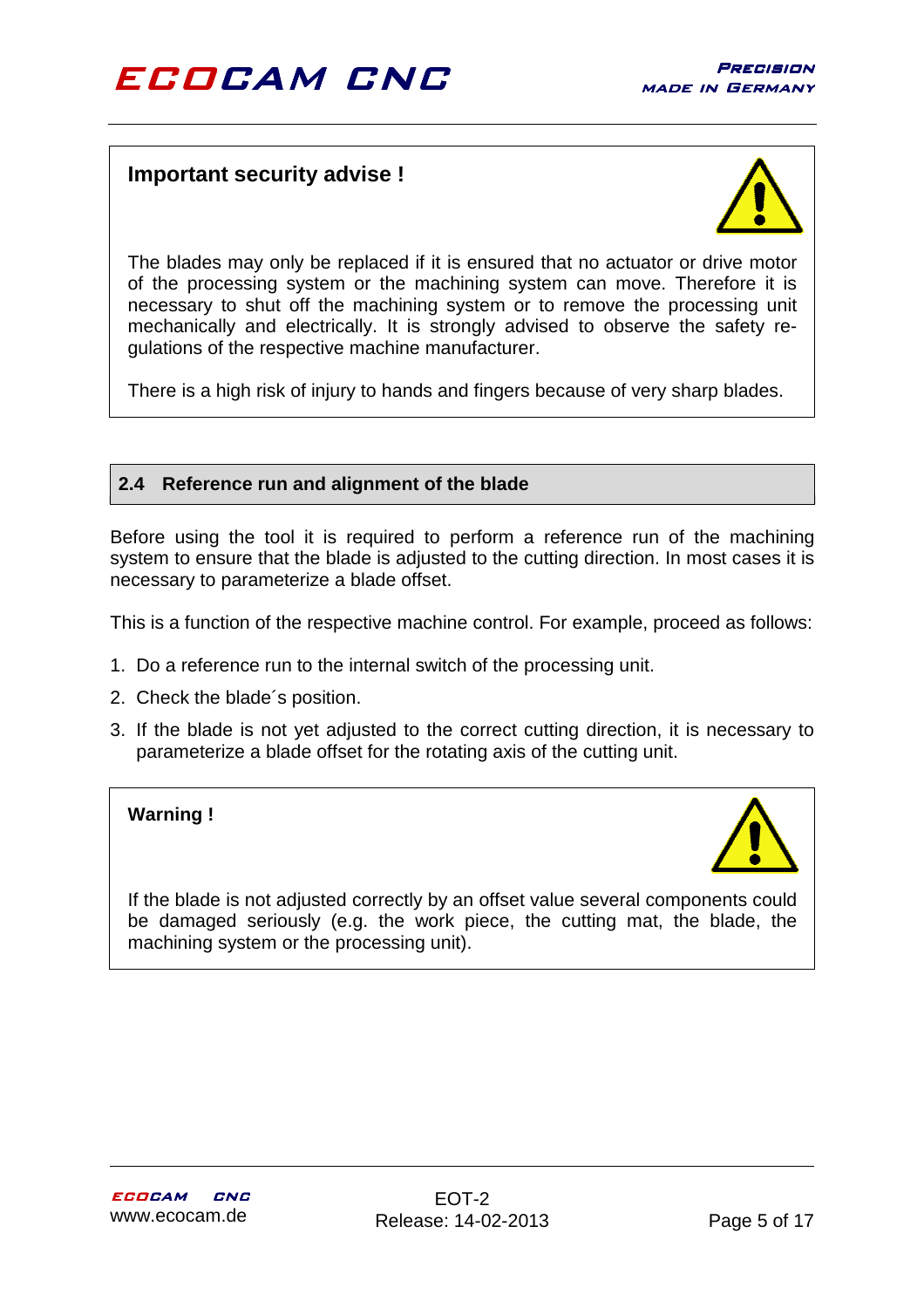**Important security advise !**

The blades may only be replaced if it is ensured that no actuator or drive motor of the processing system or the machining system can move. Therefore it is necessary to shut off the machining system or to remove the processing unit mechanically and electrically. It is strongly advised to observe the safety regulations of the respective machine manufacturer.

There is a high risk of injury to hands and fingers because of very sharp blades.

## 2.4 Reference run and alignment of the blade

Before using the tool it is required to perform a reference run of the machining system to ensure that the blade is adjusted to the cutting direction. In most cases it is necessary to parameterize a blade offset.

This is a function of the respective machine control. For example, proceed as follows:

1. Do a reference run to the internal switch of the processing unit.
2. Check the blade´s position.
3. If the blade is not yet adjusted to the correct cutting direction, it is necessary to parameterize a blade offset for the rotating axis of the cutting unit.

**Warning !**

If the blade is not adjusted correctly by an offset value several components could be damaged seriously (e.g. the work piece, the cutting mat, the blade, the machining system or the processing unit).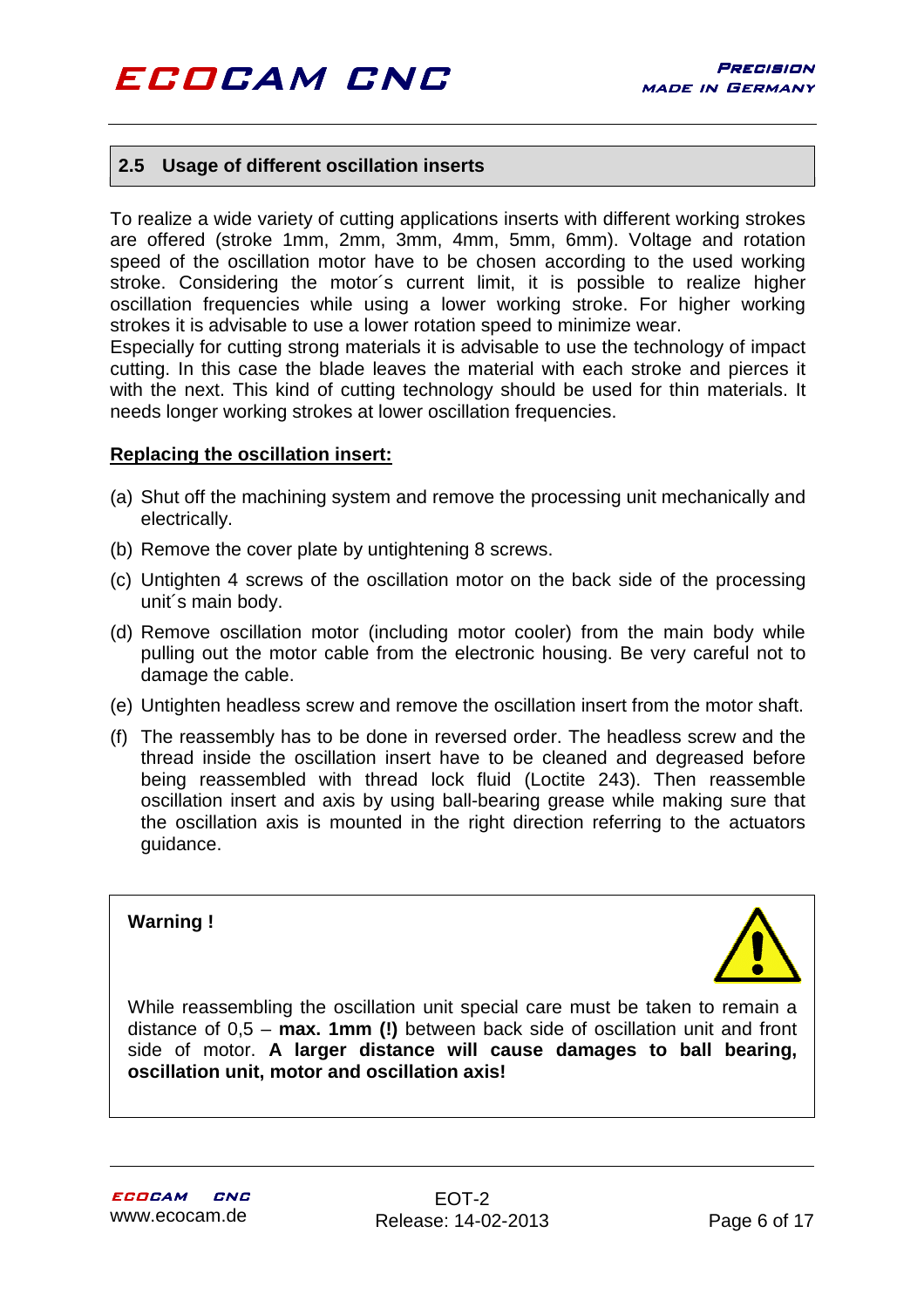## 2.5 Usage of different oscillation inserts

To realize a wide variety of cutting applications inserts with different working strokes are offered (stroke 1mm, 2mm, 3mm, 4mm, 5mm, 6mm). Voltage and rotation speed of the oscillation motor have to be chosen according to the used working stroke. Considering the motor´s current limit, it is possible to realize higher oscillation frequencies while using a lower working stroke. For higher working strokes it is advisable to use a lower rotation speed to minimize wear.
Especially for cutting strong materials it is advisable to use the technology of impact cutting. In this case the blade leaves the material with each stroke and pierces it with the next. This kind of cutting technology should be used for thin materials. It needs longer working strokes at lower oscillation frequencies.

**Replacing the oscillation insert:**

(a) Shut off the machining system and remove the processing unit mechanically and electrically.

(b) Remove the cover plate by untightening 8 screws.

(c) Untighten 4 screws of the oscillation motor on the back side of the processing unit´s main body.

(d) Remove oscillation motor (including motor cooler) from the main body while pulling out the motor cable from the electronic housing. Be very careful not to damage the cable.

(e) Untighten headless screw and remove the oscillation insert from the motor shaft.

(f) The reassembly has to be done in reversed order. The headless screw and the thread inside the oscillation insert have to be cleaned and degreased before being reassembled with thread lock fluid (Loctite 243). Then reassemble oscillation insert and axis by using ball-bearing grease while making sure that the oscillation axis is mounted in the right direction referring to the actuators guidance.

**Warning !**

While reassembling the oscillation unit special care must be taken to remain a distance of 0,5 – **max. 1mm (!)** between back side of oscillation unit and front side of motor. **A larger distance will cause damages to ball bearing, oscillation unit, motor and oscillation axis!**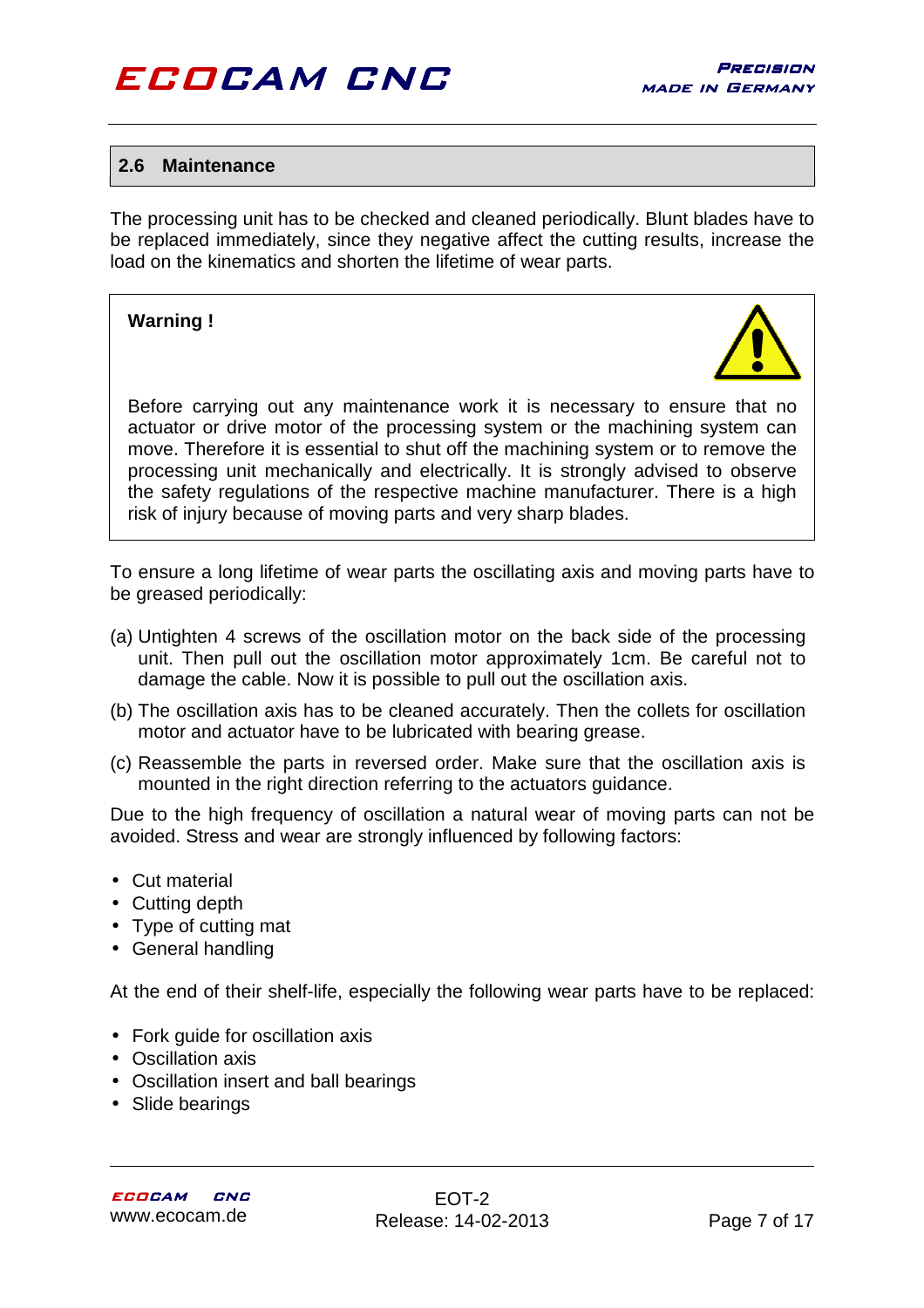## 2.6 Maintenance

The processing unit has to be checked and cleaned periodically. Blunt blades have to be replaced immediately, since they negative affect the cutting results, increase the load on the kinematics and shorten the lifetime of wear parts.

> **Warning !**
>
> Before carrying out any maintenance work it is necessary to ensure that no actuator or drive motor of the processing system or the machining system can move. Therefore it is essential to shut off the machining system or to remove the processing unit mechanically and electrically. It is strongly advised to observe the safety regulations of the respective machine manufacturer. There is a high risk of injury because of moving parts and very sharp blades.

To ensure a long lifetime of wear parts the oscillating axis and moving parts have to be greased periodically:

(a) Untighten 4 screws of the oscillation motor on the back side of the processing unit. Then pull out the oscillation motor approximately 1cm. Be careful not to damage the cable. Now it is possible to pull out the oscillation axis.

(b) The oscillation axis has to be cleaned accurately. Then the collets for oscillation motor and actuator have to be lubricated with bearing grease.

(c) Reassemble the parts in reversed order. Make sure that the oscillation axis is mounted in the right direction referring to the actuators guidance.

Due to the high frequency of oscillation a natural wear of moving parts can not be avoided. Stress and wear are strongly influenced by following factors:

- Cut material
- Cutting depth
- Type of cutting mat
- General handling

At the end of their shelf-life, especially the following wear parts have to be replaced:

- Fork guide for oscillation axis
- Oscillation axis
- Oscillation insert and ball bearings
- Slide bearings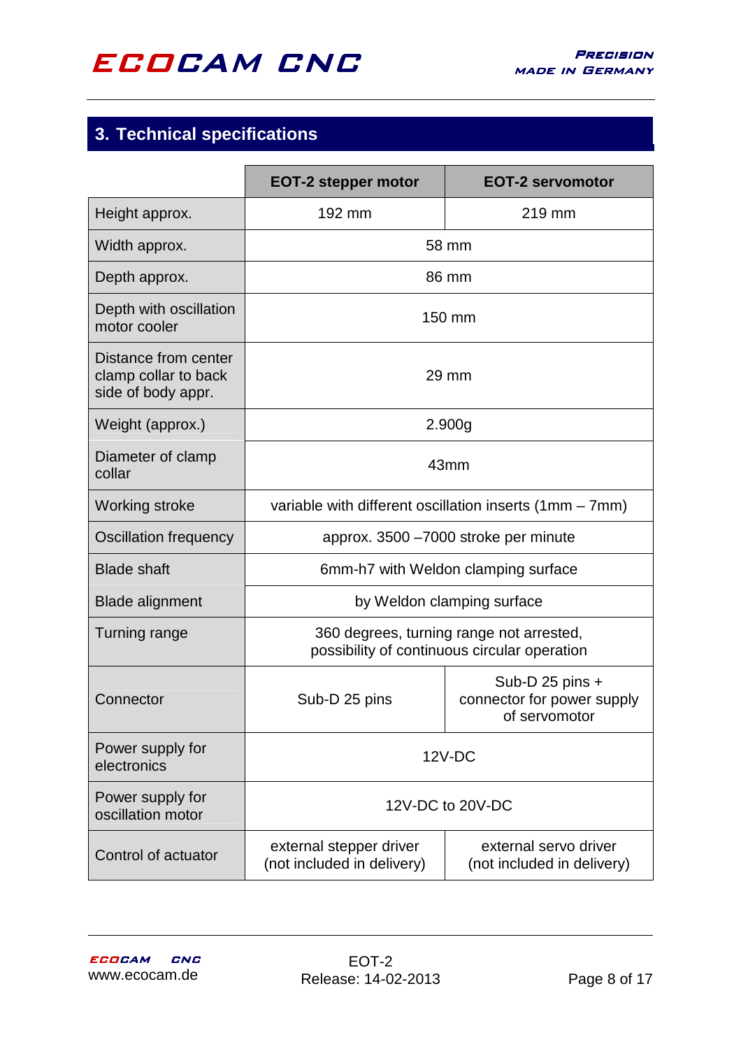## 3. Technical specifications

| | EOT-2 stepper motor | EOT-2 servomotor |
|---|---|---|
| Height approx. | 192 mm | 219 mm |
| Width approx. | 58 mm | |
| Depth approx. | 86 mm | |
| Depth with oscillation motor cooler | 150 mm | |
| Distance from center clamp collar to back side of body appr. | 29 mm | |
| Weight (approx.) | 2.900g | |
| Diameter of clamp collar | 43mm | |
| Working stroke | variable with different oscillation inserts (1mm – 7mm) | |
| Oscillation frequency | approx. 3500 –7000 stroke per minute | |
| Blade shaft | 6mm-h7 with Weldon clamping surface | |
| Blade alignment | by Weldon clamping surface | |
| Turning range | 360 degrees, turning range not arrested, possibility of continuous circular operation | |
| Connector | Sub-D 25 pins | Sub-D 25 pins + connector for power supply of servomotor |
| Power supply for electronics | 12V-DC | |
| Power supply for oscillation motor | 12V-DC to 20V-DC | |
| Control of actuator | external stepper driver (not included in delivery) | external servo driver (not included in delivery) |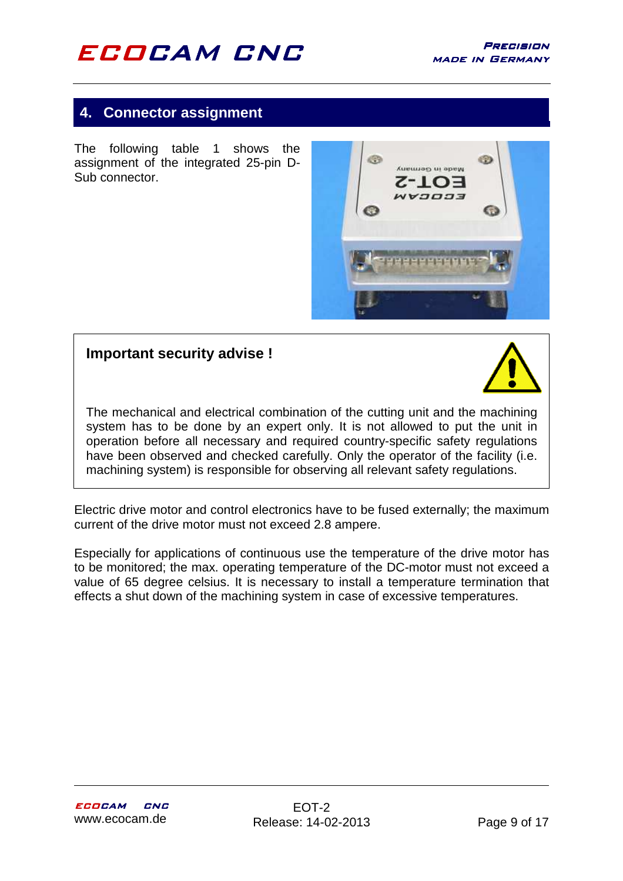## 4. Connector assignment

The following table 1 shows the assignment of the integrated 25-pin D-Sub connector.

**Important security advise !**

The mechanical and electrical combination of the cutting unit and the machining system has to be done by an expert only. It is not allowed to put the unit in operation before all necessary and required country-specific safety regulations have been observed and checked carefully. Only the operator of the facility (i.e. machining system) is responsible for observing all relevant safety regulations.

Electric drive motor and control electronics have to be fused externally; the maximum current of the drive motor must not exceed 2.8 ampere.

Especially for applications of continuous use the temperature of the drive motor has to be monitored; the max. operating temperature of the DC-motor must not exceed a value of 65 degree celsius. It is necessary to install a temperature termination that effects a shut down of the machining system in case of excessive temperatures.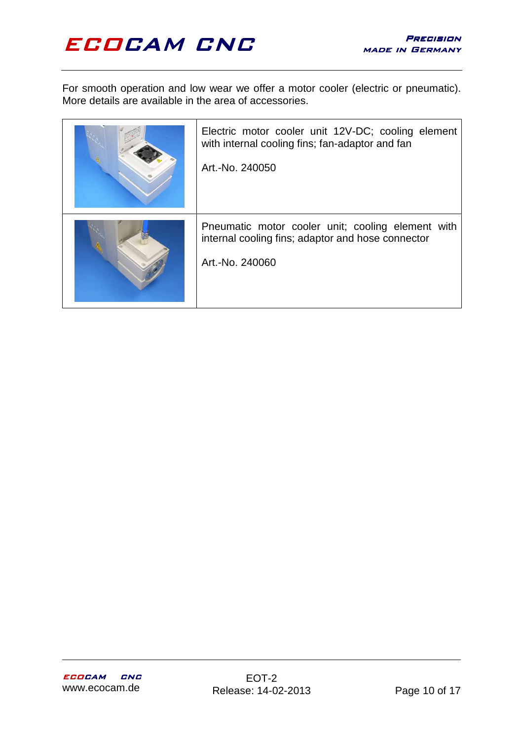For smooth operation and low wear we offer a motor cooler (electric or pneumatic). More details are available in the area of accessories.

| | |
|---|---|
| | Electric motor cooler unit 12V-DC; cooling element with internal cooling fins; fan-adaptor and fan<br><br>Art.-No. 240050 |
| | Pneumatic motor cooler unit; cooling element with internal cooling fins; adaptor and hose connector<br><br>Art.-No. 240060 |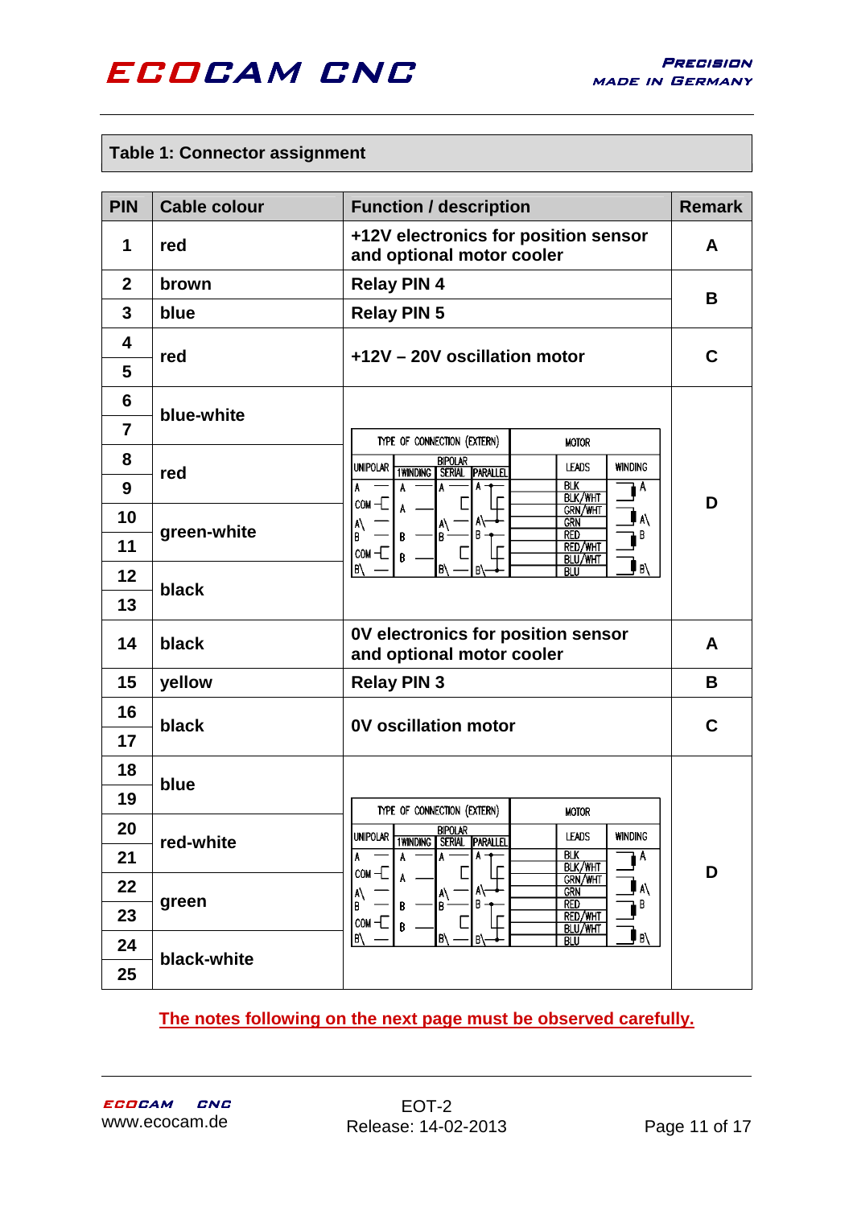## Table 1: Connector assignment

| PIN | Cable colour | Function / description | Remark |
|---|---|---|---|
| 1 | red | +12V electronics for position sensor and optional motor cooler | A |
| 2 | brown | Relay PIN 4 | B |
| 3 | blue | Relay PIN 5 | B |
| 4 | red | +12V – 20V oscillation motor | C |
| 5 | red | +12V – 20V oscillation motor | C |
| 6 | blue-white | | D |
| 7 | blue-white | | D |
| 8 | red | | D |
| 9 | red | | D |
| 10 | green-white | | D |
| 11 | green-white | | D |
| 12 | black | | D |
| 13 | black | | D |
| 14 | black | 0V electronics for position sensor and optional motor cooler | A |
| 15 | yellow | Relay PIN 3 | B |
| 16 | black | 0V oscillation motor | C |
| 17 | black | 0V oscillation motor | C |
| 18 | blue | | D |
| 19 | blue | | D |
| 20 | red-white | | D |
| 21 | red-white | | D |
| 22 | green | | D |
| 23 | green | | D |
| 24 | black-white | | D |
| 25 | black-white | | D |

Wiring diagram (pins 6–13 and 18–25):

| TYPE OF CONNECTION (EXTERN) | | | | MOTOR | |
|---|---|---|---|---|---|
| UNIPOLAR | BIPOLAR 1 WINDING | BIPOLAR SERIAL | BIPOLAR PARALLEL | LEADS | WINDING |
| A | A | A | A | BLK | A |
| COM | A | | | BLK/WHT | |
| | | | | GRN/WHT | |
| A\ | | A\ | A\ | GRN | A\ |
| B | B | B | B | RED | B |
| COM | B | | | RED/WHT | |
| | | | | BLU/WHT | |
| B\ | | B\ | B\ | BLU | B\ |

**The notes following on the next page must be observed carefully.**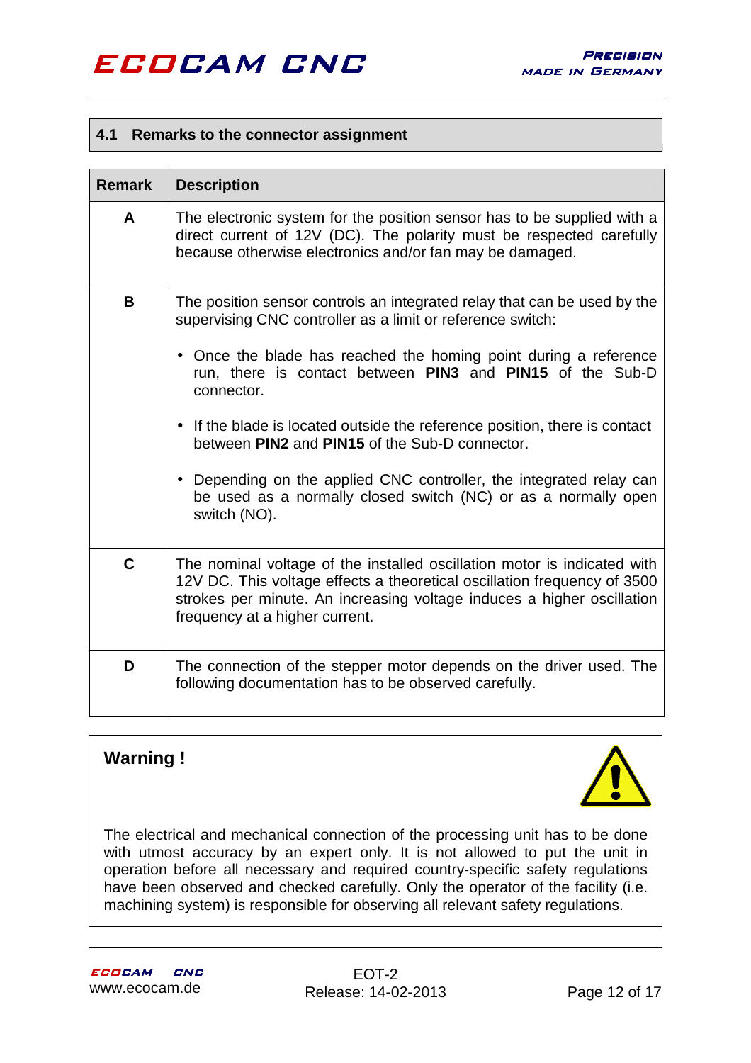## 4.1 Remarks to the connector assignment

| Remark | Description |
|---|---|
| **A** | The electronic system for the position sensor has to be supplied with a direct current of 12V (DC). The polarity must be respected carefully because otherwise electronics and/or fan may be damaged. |
| **B** | The position sensor controls an integrated relay that can be used by the supervising CNC controller as a limit or reference switch: • Once the blade has reached the homing point during a reference run, there is contact between **PIN3** and **PIN15** of the Sub-D connector. • If the blade is located outside the reference position, there is contact between **PIN2** and **PIN15** of the Sub-D connector. • Depending on the applied CNC controller, the integrated relay can be used as a normally closed switch (NC) or as a normally open switch (NO). |
| **C** | The nominal voltage of the installed oscillation motor is indicated with 12V DC. This voltage effects a theoretical oscillation frequency of 3500 strokes per minute. An increasing voltage induces a higher oscillation frequency at a higher current. |
| **D** | The connection of the stepper motor depends on the driver used. The following documentation has to be observed carefully. |

**Warning !**

The electrical and mechanical connection of the processing unit has to be done with utmost accuracy by an expert only. It is not allowed to put the unit in operation before all necessary and required country-specific safety regulations have been observed and checked carefully. Only the operator of the facility (i.e. machining system) is responsible for observing all relevant safety regulations.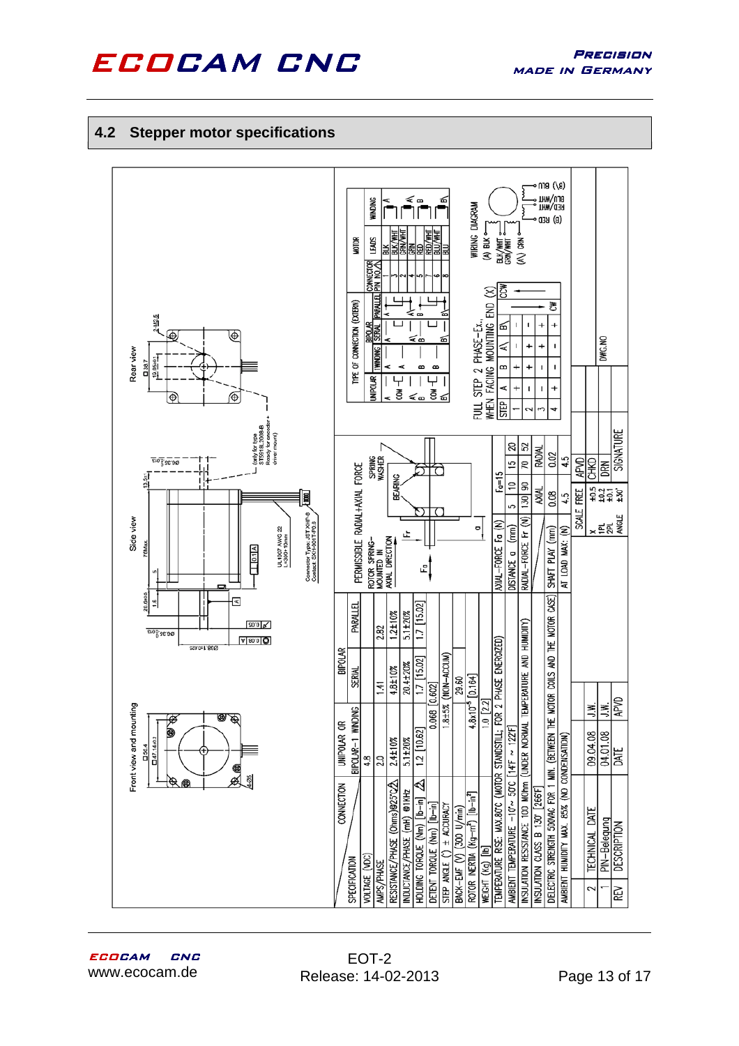## 4.2 Stepper motor specifications

Front view and mounting

Side view

Rear view

| CONNECTION | UNIPOLAR OR | BIPOLAR | |
|---|---|---|---|
| SPECIFICATION | BIPOLAR-1 WINDING | SERIAL | PARALLEL |
| VOLTAGE (VDC) | 4.8 | | |
| AMPS/PHASE | 2.0 | 1.41 | 2.82 |
| RESISTANCE/PHASE (Ohms)@25°C | 2.4±10% | 4.8±10% | 1.2±10% |
| INDUCTANCE/PHASE (mH) @1KHz | 5.1±20% | 20.4±20% | 5.1±20% |
| HOLDING TORQUE (Nm) [lb-in] | 1.2 [10.62] | 1.7 [15.02] | 1.7 [15.02] |
| DETENT TORQUE (Nm) [lb-in] | 0.068 [0.602] | | |
| STEP ANGLE (°) ± ACCURACY | 1.8±5% (NON-ACCUM) | | |
| BACK-EMF (V) (300 U/min) | 29.60 | | |
| ROTOR INERTIA (Kg-m²) [lb-in²] | 4.8x10⁻⁵ [0.164] | | |
| WEIGHT (Kg) [lb] | 1.0 [2.2] | | |

TEMPERATURE RISE: MAX.80°C (MOTOR STANDSTILL; FOR 2 PHASE ENERGIZED)
AMBIENT TEMPERATURE -10°~ 50°C [14°F ~ 122°F]
INSULATION RESISTANCE 100 MOhm (UNDER NORMAL TEMPERATURE AND HUMIDITY)
INSULATION CLASS B 130° [266°F]
DIELECTRIC STRENGTH 500VAC FOR 1 MIN. (BETWEEN THE MOTOR COILS AND THE MOTOR CASE)
AMBIENT HUMIDITY MAX. 85% (NO CONDENSATION)

PERMISSIBLE RADIAL+AXIAL FORCE

| AXIAL-FORCE Fa (N) | Fa=15 | | | |
|---|---|---|---|---|
| DISTANCE a (mm) | 5 | 10 | 15 | 20 |
| RADIAL-FORCE Fr (N) | 130 | 90 | 70 | 52 |
| SHAFT PLAY (mm) | AXIAL | | RADIAL | |
| | 0.08 | | 0.02 | |
| AT LOAD MAX. (N) | 4.5 | | 4.5 | |

FULL STEP 2 PHASE-Ex., WHEN FACING MOUNTING END (X)

| STEP | A | B | A\ | B\ |
|---|---|---|---|---|
| 1 | + | + | - | - |
| 2 | - | + | + | - |
| 3 | - | - | + | + |
| 4 | + | - | - | + |

| CONNECTOR PIN NO. | LEADS |
|---|---|
| 1 | BLK |
| 3 | BLK/WHT |
| 2 | GRN/WHT |
| 4 | GRN |
| 5 | RED |
| 7 | RED/WHT |
| 6 | BLU/WHT |
| 8 | BLU |

WIRING DIAGRAM: (A) BLK, BLK/WHT, GRN/WHT, (A\) GRN, (B) RED, RED/WHT, BLU/WHT, (B\) BLU

| REV | DESCRIPTION | DATE | APVD |
|---|---|---|---|
| 1 | PIN-Belegung | 04.01.08 | J.W. |
| 2 | TECHNICAL DATE | 09.04.08 | J.W. |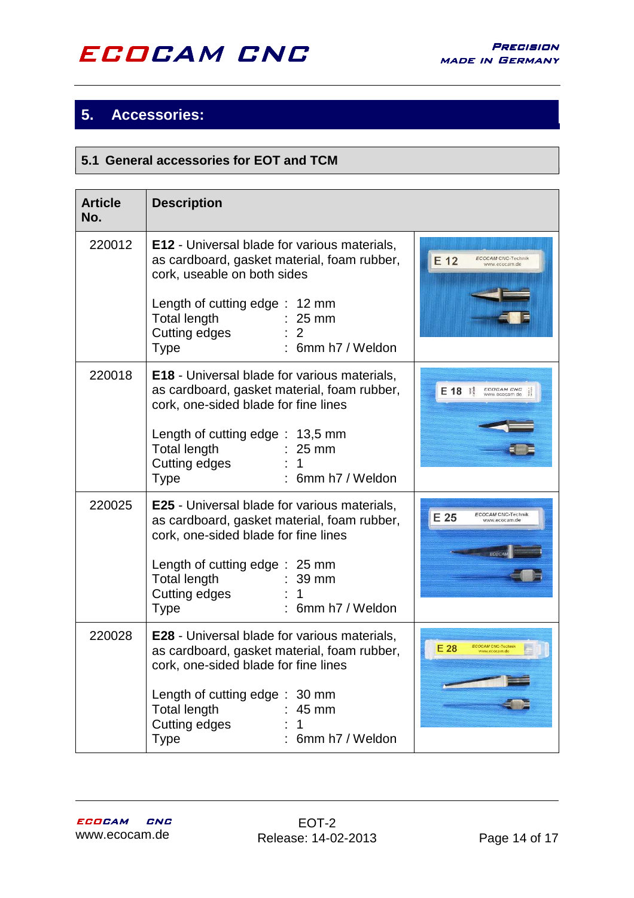## 5. Accessories:

### 5.1 General accessories for EOT and TCM

| Article No. | Description | |
|---|---|---|
| 220012 | **E12** - Universal blade for various materials, as cardboard, gasket material, foam rubber, cork, useable on both sides<br><br>Length of cutting edge : 12 mm<br>Total length : 25 mm<br>Cutting edges : 2<br>Type : 6mm h7 / Weldon | |
| 220018 | **E18** - Universal blade for various materials, as cardboard, gasket material, foam rubber, cork, one-sided blade for fine lines<br><br>Length of cutting edge : 13,5 mm<br>Total length : 25 mm<br>Cutting edges : 1<br>Type : 6mm h7 / Weldon | |
| 220025 | **E25** - Universal blade for various materials, as cardboard, gasket material, foam rubber, cork, one-sided blade for fine lines<br><br>Length of cutting edge : 25 mm<br>Total length : 39 mm<br>Cutting edges : 1<br>Type : 6mm h7 / Weldon | |
| 220028 | **E28** - Universal blade for various materials, as cardboard, gasket material, foam rubber, cork, one-sided blade for fine lines<br><br>Length of cutting edge : 30 mm<br>Total length : 45 mm<br>Cutting edges : 1<br>Type : 6mm h7 / Weldon | |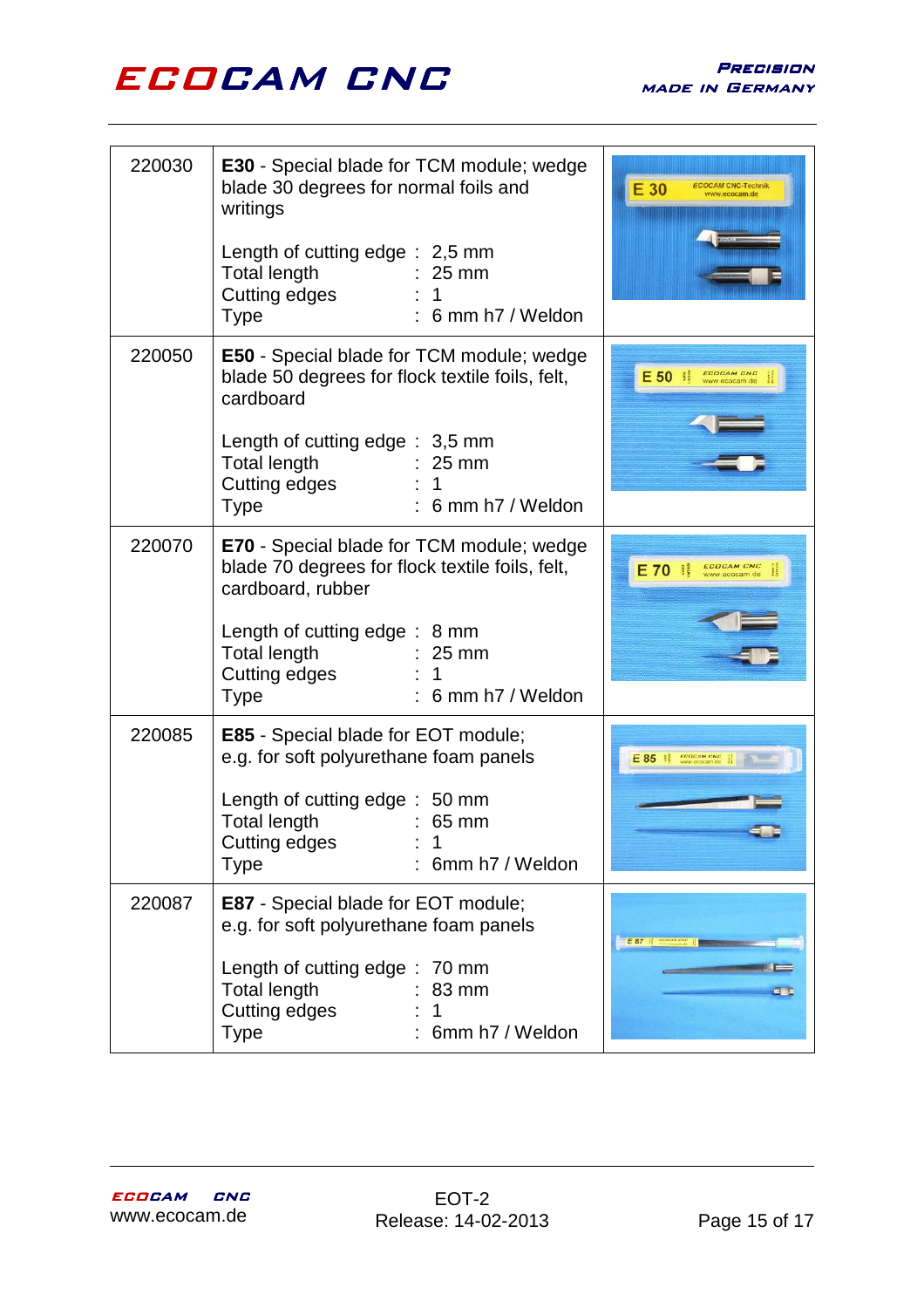| | | |
|---|---|---|
| 220030 | **E30** - Special blade for TCM module; wedge blade 30 degrees for normal foils and writings<br><br>Length of cutting edge : 2,5 mm<br>Total length : 25 mm<br>Cutting edges : 1<br>Type : 6 mm h7 / Weldon | |
| 220050 | **E50** - Special blade for TCM module; wedge blade 50 degrees for flock textile foils, felt, cardboard<br><br>Length of cutting edge : 3,5 mm<br>Total length : 25 mm<br>Cutting edges : 1<br>Type : 6 mm h7 / Weldon | |
| 220070 | **E70** - Special blade for TCM module; wedge blade 70 degrees for flock textile foils, felt, cardboard, rubber<br><br>Length of cutting edge : 8 mm<br>Total length : 25 mm<br>Cutting edges : 1<br>Type : 6 mm h7 / Weldon | |
| 220085 | **E85** - Special blade for EOT module; e.g. for soft polyurethane foam panels<br><br>Length of cutting edge : 50 mm<br>Total length : 65 mm<br>Cutting edges : 1<br>Type : 6mm h7 / Weldon | |
| 220087 | **E87** - Special blade for EOT module; e.g. for soft polyurethane foam panels<br><br>Length of cutting edge : 70 mm<br>Total length : 83 mm<br>Cutting edges : 1<br>Type : 6mm h7 / Weldon | |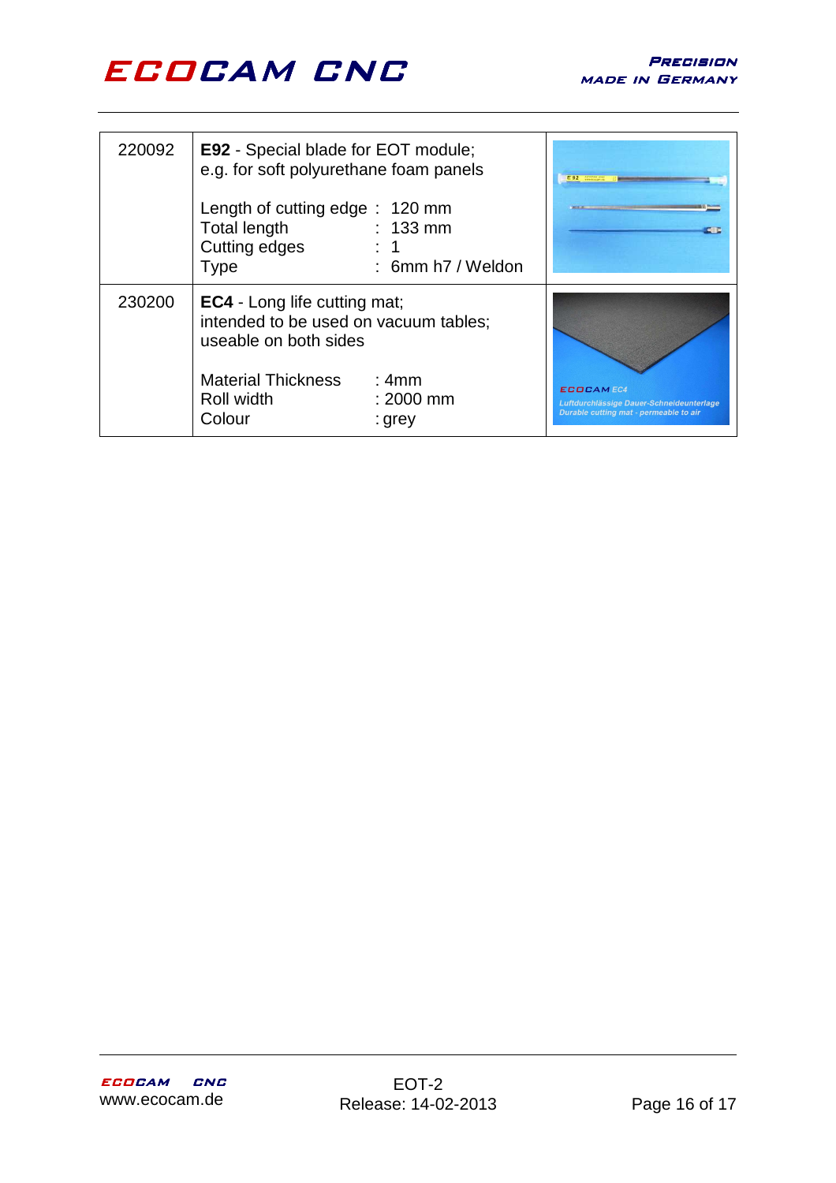| | | |
|---|---|---|
| 220092 | **E92** - Special blade for EOT module; e.g. for soft polyurethane foam panels<br><br>Length of cutting edge : 120 mm<br>Total length : 133 mm<br>Cutting edges : 1<br>Type : 6mm h7 / Weldon | |
| 230200 | **EC4** - Long life cutting mat; intended to be used on vacuum tables; useable on both sides<br><br>Material Thickness : 4mm<br>Roll width : 2000 mm<br>Colour : grey | |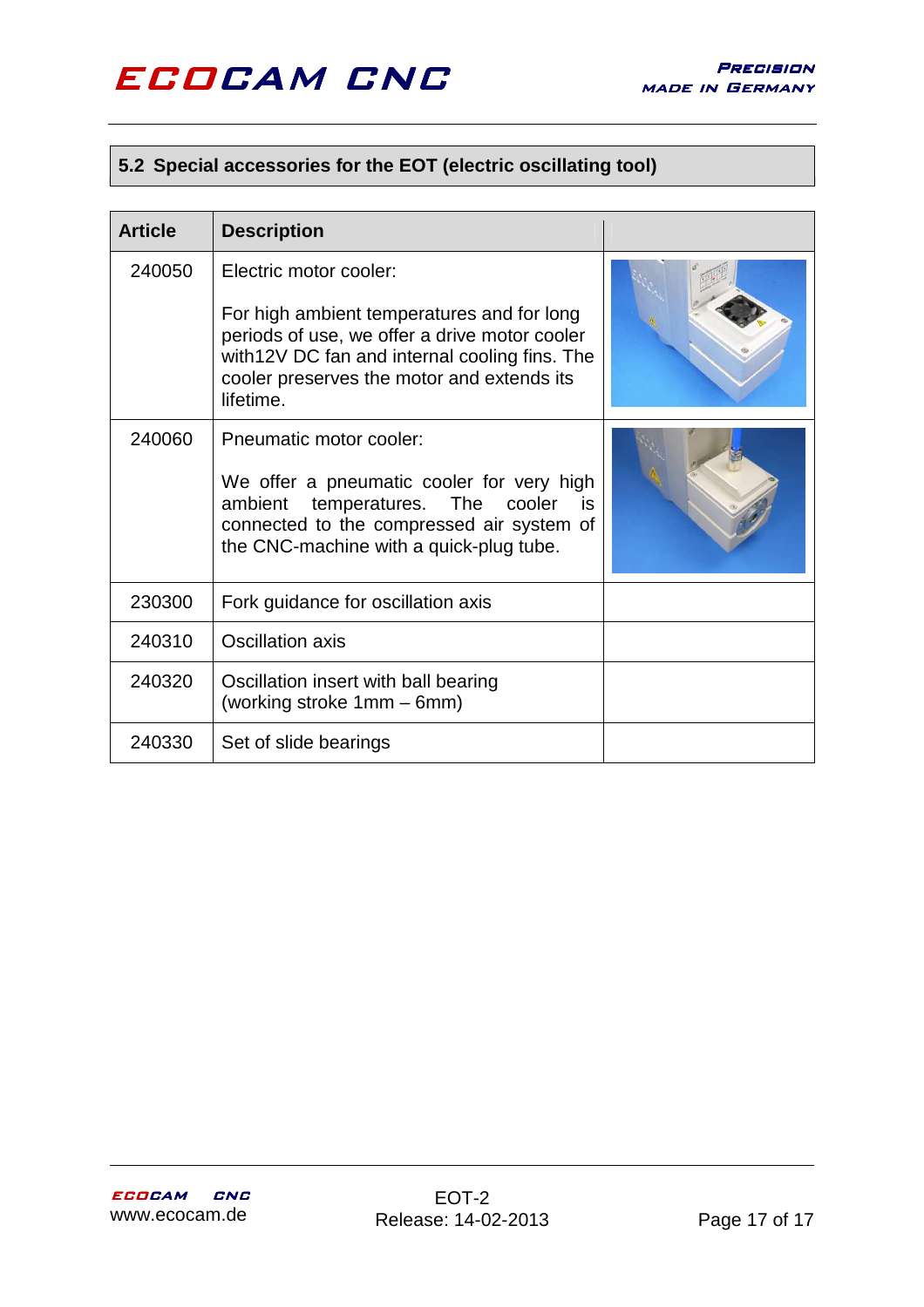## 5.2 Special accessories for the EOT (electric oscillating tool)

| Article | Description | |
|---|---|---|
| 240050 | Electric motor cooler:<br><br>For high ambient temperatures and for long periods of use, we offer a drive motor cooler with12V DC fan and internal cooling fins. The cooler preserves the motor and extends its lifetime. | |
| 240060 | Pneumatic motor cooler:<br><br>We offer a pneumatic cooler for very high ambient temperatures. The cooler is connected to the compressed air system of the CNC-machine with a quick-plug tube. | |
| 230300 | Fork guidance for oscillation axis | |
| 240310 | Oscillation axis | |
| 240320 | Oscillation insert with ball bearing (working stroke 1mm – 6mm) | |
| 240330 | Set of slide bearings | |